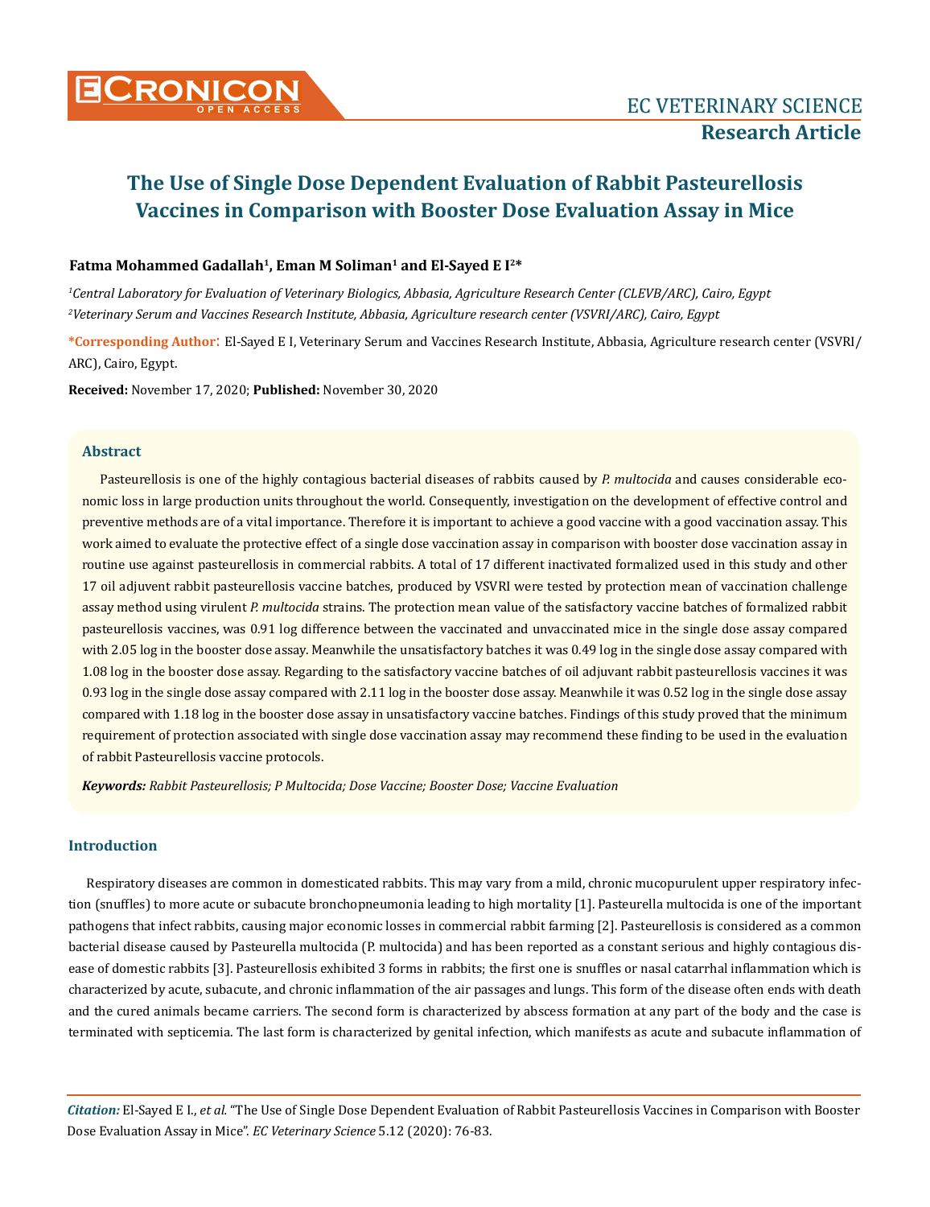# The Use of Single Dose Dependent Evaluation of Rabbit Pasteurellosis Vaccines in Comparison with Booster Dose Evaluation Assay in Mice

**Fatma Mohammed Gadallah[1], Eman M Soliman[1] and El-Sayed E I[2]***

*[1]Central Laboratory for Evaluation of Veterinary Biologics, Abbasia, Agriculture Research Center (CLEVB/ARC), Cairo, Egypt*

*[2]Veterinary Serum and Vaccines Research Institute, Abbasia, Agriculture research center (VSVRI/ARC), Cairo, Egypt*

**\*Corresponding Author**: El-Sayed E I, Veterinary Serum and Vaccines Research Institute, Abbasia, Agriculture research center (VSVRI/ARC), Cairo, Egypt.

**Received:** November 17, 2020; **Published:** November 30, 2020

## Abstract

Pasteurellosis is one of the highly contagious bacterial diseases of rabbits caused by *P. multocida* and causes considerable economic loss in large production units throughout the world. Consequently, investigation on the development of effective control and preventive methods are of a vital importance. Therefore it is important to achieve a good vaccine with a good vaccination assay. This work aimed to evaluate the protective effect of a single dose vaccination assay in comparison with booster dose vaccination assay in routine use against pasteurellosis in commercial rabbits. A total of 17 different inactivated formalized used in this study and other 17 oil adjuvent rabbit pasteurellosis vaccine batches, produced by VSVRI were tested by protection mean of vaccination challenge assay method using virulent *P. multocida* strains. The protection mean value of the satisfactory vaccine batches of formalized rabbit pasteurellosis vaccines, was 0.91 log difference between the vaccinated and unvaccinated mice in the single dose assay compared with 2.05 log in the booster dose assay. Meanwhile the unsatisfactory batches it was 0.49 log in the single dose assay compared with 1.08 log in the booster dose assay. Regarding to the satisfactory vaccine batches of oil adjuvant rabbit pasteurellosis vaccines it was 0.93 log in the single dose assay compared with 2.11 log in the booster dose assay. Meanwhile it was 0.52 log in the single dose assay compared with 1.18 log in the booster dose assay in unsatisfactory vaccine batches. Findings of this study proved that the minimum requirement of protection associated with single dose vaccination assay may recommend these finding to be used in the evaluation of rabbit Pasteurellosis vaccine protocols.

***Keywords:*** *Rabbit Pasteurellosis; P Multocida; Dose Vaccine; Booster Dose; Vaccine Evaluation*

## Introduction

Respiratory diseases are common in domesticated rabbits. This may vary from a mild, chronic mucopurulent upper respiratory infection (snuffles) to more acute or subacute bronchopneumonia leading to high mortality [1]. Pasteurella multocida is one of the important pathogens that infect rabbits, causing major economic losses in commercial rabbit farming [2]. Pasteurellosis is considered as a common bacterial disease caused by Pasteurella multocida (P. multocida) and has been reported as a constant serious and highly contagious disease of domestic rabbits [3]. Pasteurellosis exhibited 3 forms in rabbits; the first one is snuffles or nasal catarrhal inflammation which is characterized by acute, subacute, and chronic inflammation of the air passages and lungs. This form of the disease often ends with death and the cured animals became carriers. The second form is characterized by abscess formation at any part of the body and the case is terminated with septicemia. The last form is characterized by genital infection, which manifests as acute and subacute inflammation of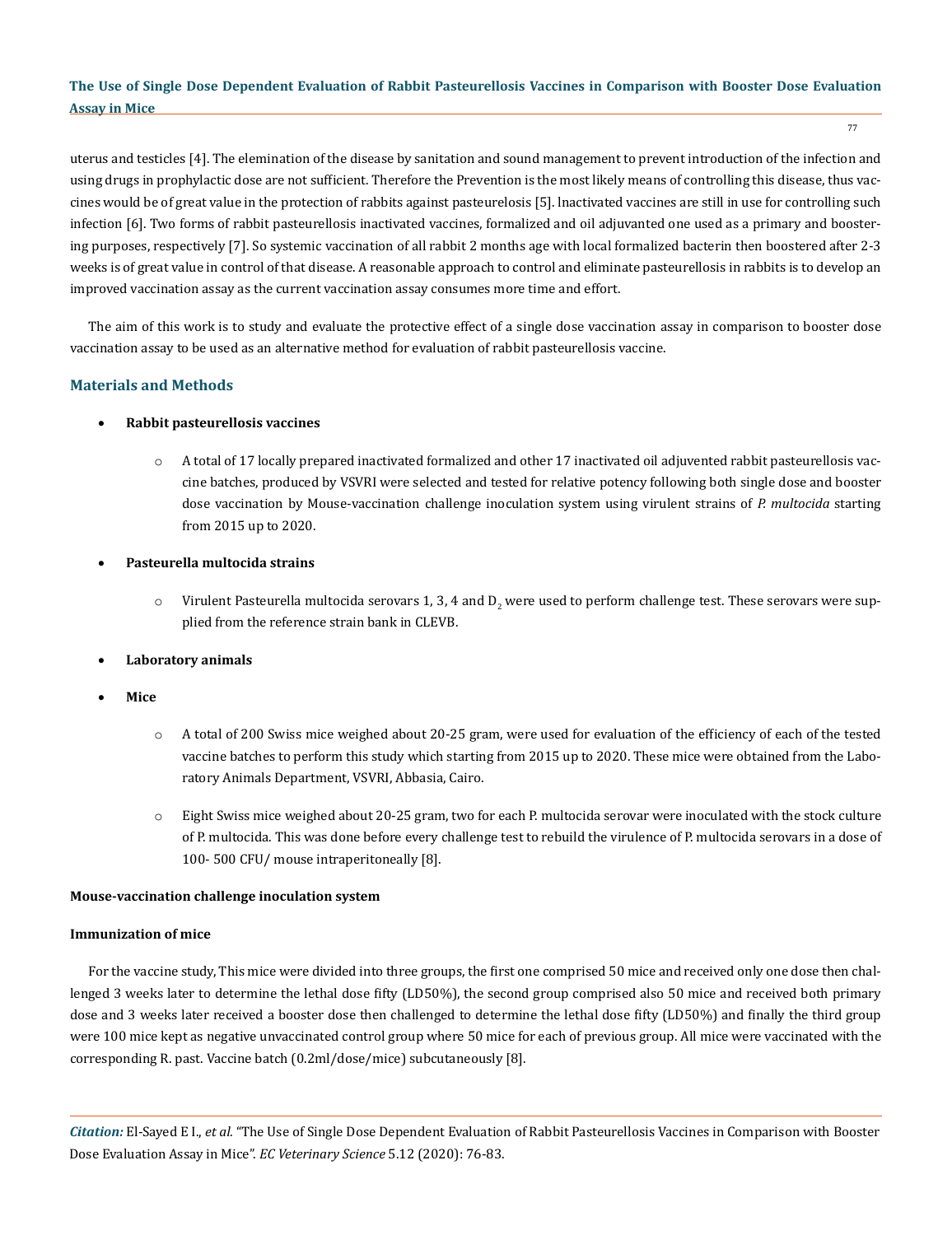uterus and testicles [4]. The elemination of the disease by sanitation and sound management to prevent introduction of the infection and using drugs in prophylactic dose are not sufficient. Therefore the Prevention is the most likely means of controlling this disease, thus vaccines would be of great value in the protection of rabbits against pasteurelosis [5]. lnactivated vaccines are still in use for controlling such infection [6]. Two forms of rabbit pasteurellosis inactivated vaccines, formalized and oil adjuvanted one used as a primary and boostering purposes, respectively [7]. So systemic vaccination of all rabbit 2 months age with local formalized bacterin then boostered after 2-3 weeks is of great value in control of that disease. A reasonable approach to control and eliminate pasteurellosis in rabbits is to develop an improved vaccination assay as the current vaccination assay consumes more time and effort.

The aim of this work is to study and evaluate the protective effect of a single dose vaccination assay in comparison to booster dose vaccination assay to be used as an alternative method for evaluation of rabbit pasteurellosis vaccine.

## Materials and Methods

- **Rabbit pasteurellosis vaccines**
  - A total of 17 locally prepared inactivated formalized and other 17 inactivated oil adjuvented rabbit pasteurellosis vaccine batches, produced by VSVRI were selected and tested for relative potency following both single dose and booster dose vaccination by Mouse-vaccination challenge inoculation system using virulent strains of *P. multocida* starting from 2015 up to 2020.
- **Pasteurella multocida strains**
  - Virulent Pasteurella multocida serovars 1, 3, 4 and $D_2$ were used to perform challenge test. These serovars were supplied from the reference strain bank in CLEVB.
- **Laboratory animals**
- **Mice**
  - A total of 200 Swiss mice weighed about 20-25 gram, were used for evaluation of the efficiency of each of the tested vaccine batches to perform this study which starting from 2015 up to 2020. These mice were obtained from the Laboratory Animals Department, VSVRI, Abbasia, Cairo.
  - Eight Swiss mice weighed about 20-25 gram, two for each P. multocida serovar were inoculated with the stock culture of P. multocida. This was done before every challenge test to rebuild the virulence of P. multocida serovars in a dose of 100- 500 CFU/ mouse intraperitoneally [8].

**Mouse-vaccination challenge inoculation system**

**Immunization of mice**

For the vaccine study, This mice were divided into three groups, the first one comprised 50 mice and received only one dose then challenged 3 weeks later to determine the lethal dose fifty (LD50%), the second group comprised also 50 mice and received both primary dose and 3 weeks later received a booster dose then challenged to determine the lethal dose fifty (LD50%) and finally the third group were 100 mice kept as negative unvaccinated control group where 50 mice for each of previous group. All mice were vaccinated with the corresponding R. past. Vaccine batch (0.2ml/dose/mice) subcutaneously [8].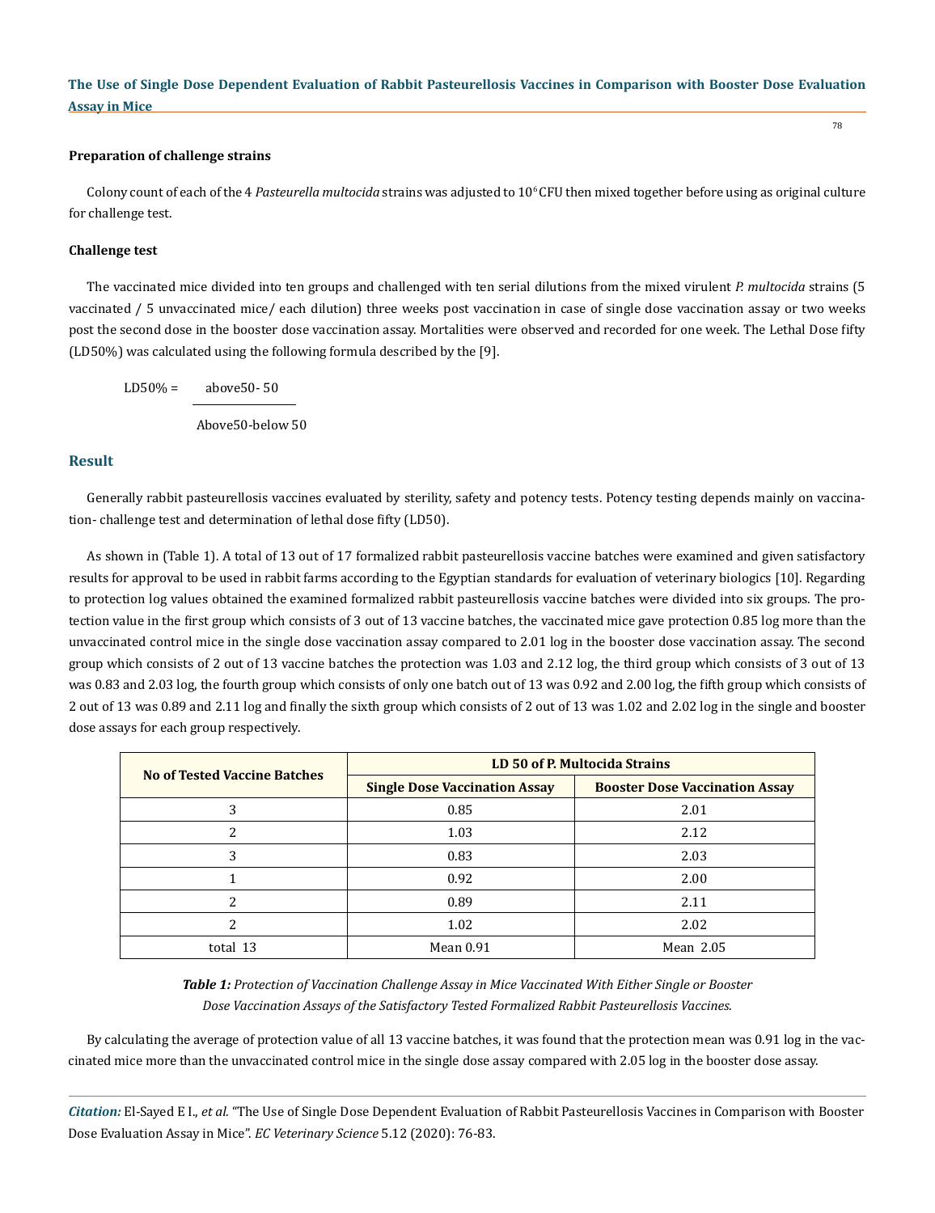**Preparation of challenge strains**

Colony count of each of the 4 *Pasteurella multocida* strains was adjusted to $10^6$ CFU then mixed together before using as original culture for challenge test.

**Challenge test**

The vaccinated mice divided into ten groups and challenged with ten serial dilutions from the mixed virulent *P. multocida* strains (5 vaccinated / 5 unvaccinated mice/ each dilution) three weeks post vaccination in case of single dose vaccination assay or two weeks post the second dose in the booster dose vaccination assay. Mortalities were observed and recorded for one week. The Lethal Dose fifty (LD50%) was calculated using the following formula described by the [9].

$$\text{LD50\%} = \frac{\text{above50- 50}}{\text{Above50-below 50}}$$

## Result

Generally rabbit pasteurellosis vaccines evaluated by sterility, safety and potency tests. Potency testing depends mainly on vaccination- challenge test and determination of lethal dose fifty (LD50).

As shown in (Table 1). A total of 13 out of 17 formalized rabbit pasteurellosis vaccine batches were examined and given satisfactory results for approval to be used in rabbit farms according to the Egyptian standards for evaluation of veterinary biologics [10]. Regarding to protection log values obtained the examined formalized rabbit pasteurellosis vaccine batches were divided into six groups. The protection value in the first group which consists of 3 out of 13 vaccine batches, the vaccinated mice gave protection 0.85 log more than the unvaccinated control mice in the single dose vaccination assay compared to 2.01 log in the booster dose vaccination assay. The second group which consists of 2 out of 13 vaccine batches the protection was 1.03 and 2.12 log, the third group which consists of 3 out of 13 was 0.83 and 2.03 log, the fourth group which consists of only one batch out of 13 was 0.92 and 2.00 log, the fifth group which consists of 2 out of 13 was 0.89 and 2.11 log and finally the sixth group which consists of 2 out of 13 was 1.02 and 2.02 log in the single and booster dose assays for each group respectively.

| No of Tested Vaccine Batches | LD 50 of P. Multocida Strains | |
|---|---|---|
| | Single Dose Vaccination Assay | Booster Dose Vaccination Assay |
| 3 | 0.85 | 2.01 |
| 2 | 1.03 | 2.12 |
| 3 | 0.83 | 2.03 |
| 1 | 0.92 | 2.00 |
| 2 | 0.89 | 2.11 |
| 2 | 1.02 | 2.02 |
| total 13 | Mean 0.91 | Mean 2.05 |

***Table 1:*** *Protection of Vaccination Challenge Assay in Mice Vaccinated With Either Single or Booster Dose Vaccination Assays of the Satisfactory Tested Formalized Rabbit Pasteurellosis Vaccines.*

By calculating the average of protection value of all 13 vaccine batches, it was found that the protection mean was 0.91 log in the vaccinated mice more than the unvaccinated control mice in the single dose assay compared with 2.05 log in the booster dose assay.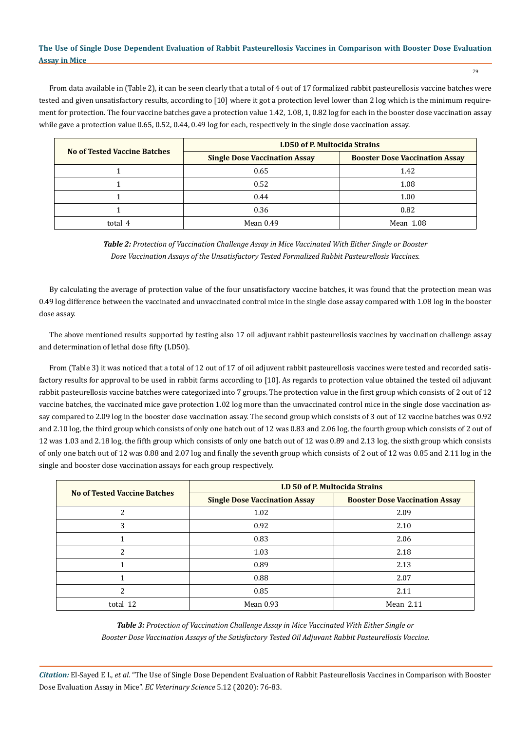From data available in (Table 2), it can be seen clearly that a total of 4 out of 17 formalized rabbit pasteurellosis vaccine batches were tested and given unsatisfactory results, according to [10] where it got a protection level lower than 2 log which is the minimum requirement for protection. The four vaccine batches gave a protection value 1.42, 1.08, 1, 0.82 log for each in the booster dose vaccination assay while gave a protection value 0.65, 0.52, 0.44, 0.49 log for each, respectively in the single dose vaccination assay.

| No of Tested Vaccine Batches | LD50 of P. Multocida Strains | |
|---|---|---|
| | Single Dose Vaccination Assay | Booster Dose Vaccination Assay |
| 1 | 0.65 | 1.42 |
| 1 | 0.52 | 1.08 |
| 1 | 0.44 | 1.00 |
| 1 | 0.36 | 0.82 |
| total 4 | Mean 0.49 | Mean 1.08 |

***Table 2:*** *Protection of Vaccination Challenge Assay in Mice Vaccinated With Either Single or Booster Dose Vaccination Assays of the Unsatisfactory Tested Formalized Rabbit Pasteurellosis Vaccines.*

By calculating the average of protection value of the four unsatisfactory vaccine batches, it was found that the protection mean was 0.49 log difference between the vaccinated and unvaccinated control mice in the single dose assay compared with 1.08 log in the booster dose assay.

The above mentioned results supported by testing also 17 oil adjuvant rabbit pasteurellosis vaccines by vaccination challenge assay and determination of lethal dose fifty (LD50).

From (Table 3) it was noticed that a total of 12 out of 17 of oil adjuvent rabbit pasteurellosis vaccines were tested and recorded satisfactory results for approval to be used in rabbit farms according to [10]. As regards to protection value obtained the tested oil adjuvant rabbit pasteurellosis vaccine batches were categorized into 7 groups. The protection value in the first group which consists of 2 out of 12 vaccine batches, the vaccinated mice gave protection 1.02 log more than the unvaccinated control mice in the single dose vaccination assay compared to 2.09 log in the booster dose vaccination assay. The second group which consists of 3 out of 12 vaccine batches was 0.92 and 2.10 log, the third group which consists of only one batch out of 12 was 0.83 and 2.06 log, the fourth group which consists of 2 out of 12 was 1.03 and 2.18 log, the fifth group which consists of only one batch out of 12 was 0.89 and 2.13 log, the sixth group which consists of only one batch out of 12 was 0.88 and 2.07 log and finally the seventh group which consists of 2 out of 12 was 0.85 and 2.11 log in the single and booster dose vaccination assays for each group respectively.

| No of Tested Vaccine Batches | LD 50 of P. Multocida Strains | |
|---|---|---|
| | Single Dose Vaccination Assay | Booster Dose Vaccination Assay |
| 2 | 1.02 | 2.09 |
| 3 | 0.92 | 2.10 |
| 1 | 0.83 | 2.06 |
| 2 | 1.03 | 2.18 |
| 1 | 0.89 | 2.13 |
| 1 | 0.88 | 2.07 |
| 2 | 0.85 | 2.11 |
| total 12 | Mean 0.93 | Mean 2.11 |

***Table 3:*** *Protection of Vaccination Challenge Assay in Mice Vaccinated With Either Single or Booster Dose Vaccination Assays of the Satisfactory Tested Oil Adjuvant Rabbit Pasteurellosis Vaccine.*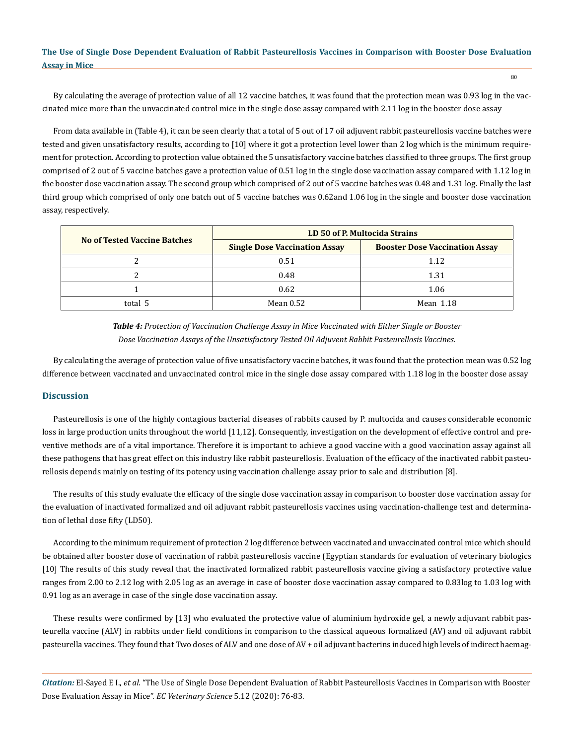By calculating the average of protection value of all 12 vaccine batches, it was found that the protection mean was 0.93 log in the vaccinated mice more than the unvaccinated control mice in the single dose assay compared with 2.11 log in the booster dose assay

From data available in (Table 4), it can be seen clearly that a total of 5 out of 17 oil adjuvent rabbit pasteurellosis vaccine batches were tested and given unsatisfactory results, according to [10] where it got a protection level lower than 2 log which is the minimum requirement for protection. According to protection value obtained the 5 unsatisfactory vaccine batches classified to three groups. The first group comprised of 2 out of 5 vaccine batches gave a protection value of 0.51 log in the single dose vaccination assay compared with 1.12 log in the booster dose vaccination assay. The second group which comprised of 2 out of 5 vaccine batches was 0.48 and 1.31 log. Finally the last third group which comprised of only one batch out of 5 vaccine batches was 0.62and 1.06 log in the single and booster dose vaccination assay, respectively.

| No of Tested Vaccine Batches | LD 50 of P. Multocida Strains | |
|---|---|---|
| | Single Dose Vaccination Assay | Booster Dose Vaccination Assay |
| 2 | 0.51 | 1.12 |
| 2 | 0.48 | 1.31 |
| 1 | 0.62 | 1.06 |
| total 5 | Mean 0.52 | Mean 1.18 |

***Table 4:*** *Protection of Vaccination Challenge Assay in Mice Vaccinated with Either Single or Booster Dose Vaccination Assays of the Unsatisfactory Tested Oil Adjuvent Rabbit Pasteurellosis Vaccines.*

By calculating the average of protection value of five unsatisfactory vaccine batches, it was found that the protection mean was 0.52 log difference between vaccinated and unvaccinated control mice in the single dose assay compared with 1.18 log in the booster dose assay

## Discussion

Pasteurellosis is one of the highly contagious bacterial diseases of rabbits caused by P. multocida and causes considerable economic loss in large production units throughout the world [11,12]. Consequently, investigation on the development of effective control and preventive methods are of a vital importance. Therefore it is important to achieve a good vaccine with a good vaccination assay against all these pathogens that has great effect on this industry like rabbit pasteurellosis. Evaluation of the efficacy of the inactivated rabbit pasteurellosis depends mainly on testing of its potency using vaccination challenge assay prior to sale and distribution [8].

The results of this study evaluate the efficacy of the single dose vaccination assay in comparison to booster dose vaccination assay for the evaluation of inactivated formalized and oil adjuvant rabbit pasteurellosis vaccines using vaccination-challenge test and determination of lethal dose fifty (LD50).

According to the minimum requirement of protection 2 log difference between vaccinated and unvaccinated control mice which should be obtained after booster dose of vaccination of rabbit pasteurellosis vaccine (Egyptian standards for evaluation of veterinary biologics [10] The results of this study reveal that the inactivated formalized rabbit pasteurellosis vaccine giving a satisfactory protective value ranges from 2.00 to 2.12 log with 2.05 log as an average in case of booster dose vaccination assay compared to 0.83log to 1.03 log with 0.91 log as an average in case of the single dose vaccination assay.

These results were confirmed by [13] who evaluated the protective value of aluminium hydroxide gel, a newly adjuvant rabbit pasteurella vaccine (ALV) in rabbits under field conditions in comparison to the classical aqueous formalized (AV) and oil adjuvant rabbit pasteurella vaccines. They found that Two doses of ALV and one dose of AV + oil adjuvant bacterins induced high levels of indirect haemag-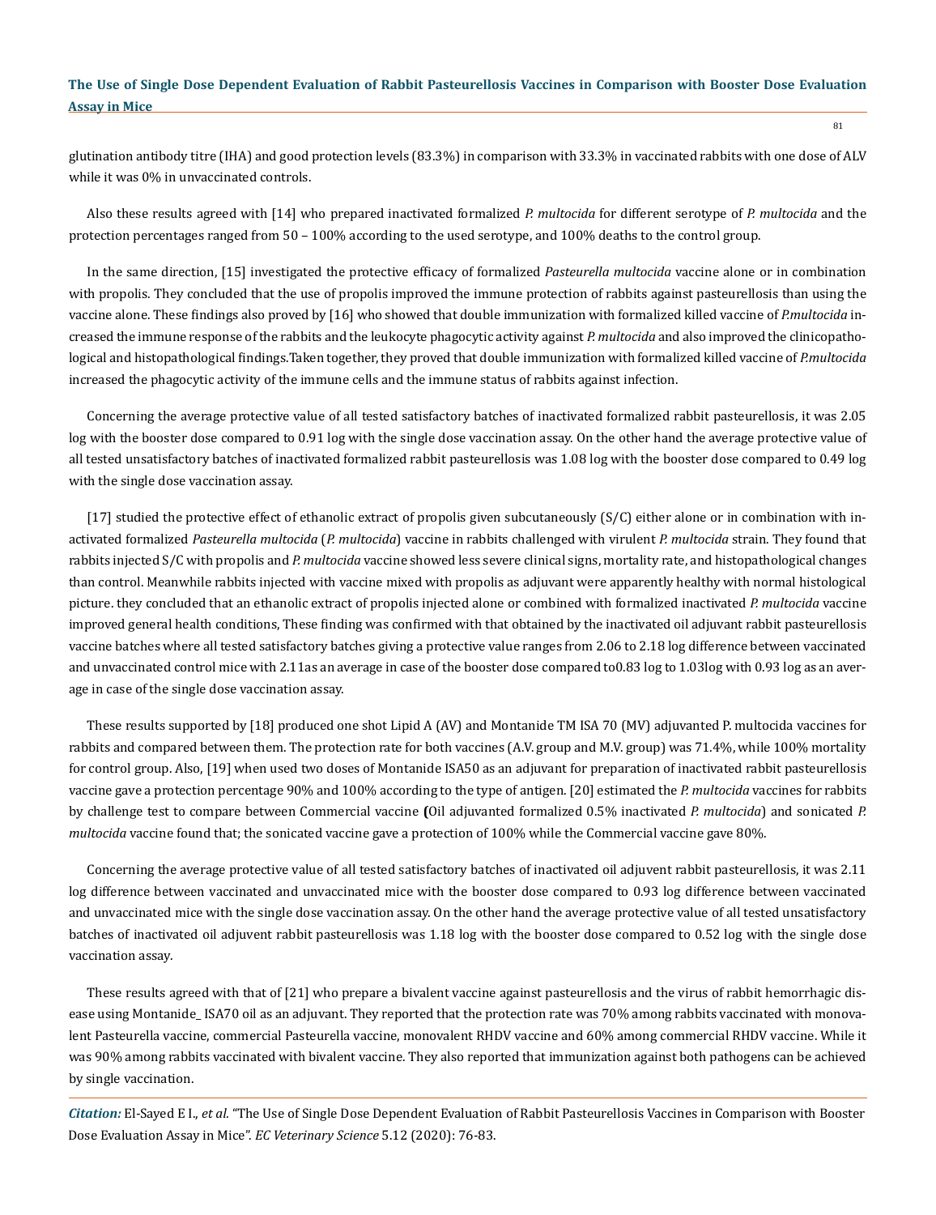glutination antibody titre (IHA) and good protection levels (83.3%) in comparison with 33.3% in vaccinated rabbits with one dose of ALV while it was 0% in unvaccinated controls.

Also these results agreed with [14] who prepared inactivated formalized *P. multocida* for different serotype of *P. multocida* and the protection percentages ranged from 50 – 100% according to the used serotype, and 100% deaths to the control group.

In the same direction, [15] investigated the protective efficacy of formalized *Pasteurella multocida* vaccine alone or in combination with propolis. They concluded that the use of propolis improved the immune protection of rabbits against pasteurellosis than using the vaccine alone. These findings also proved by [16] who showed that double immunization with formalized killed vaccine of *P.multocida* increased the immune response of the rabbits and the leukocyte phagocytic activity against *P. multocida* and also improved the clinicopathological and histopathological findings.Taken together, they proved that double immunization with formalized killed vaccine of *P.multocida* increased the phagocytic activity of the immune cells and the immune status of rabbits against infection.

Concerning the average protective value of all tested satisfactory batches of inactivated formalized rabbit pasteurellosis, it was 2.05 log with the booster dose compared to 0.91 log with the single dose vaccination assay. On the other hand the average protective value of all tested unsatisfactory batches of inactivated formalized rabbit pasteurellosis was 1.08 log with the booster dose compared to 0.49 log with the single dose vaccination assay.

[17] studied the protective effect of ethanolic extract of propolis given subcutaneously (S/C) either alone or in combination with inactivated formalized *Pasteurella multocida* (*P. multocida*) vaccine in rabbits challenged with virulent *P. multocida* strain. They found that rabbits injected S/C with propolis and *P. multocida* vaccine showed less severe clinical signs, mortality rate, and histopathological changes than control. Meanwhile rabbits injected with vaccine mixed with propolis as adjuvant were apparently healthy with normal histological picture. they concluded that an ethanolic extract of propolis injected alone or combined with formalized inactivated *P. multocida* vaccine improved general health conditions, These finding was confirmed with that obtained by the inactivated oil adjuvant rabbit pasteurellosis vaccine batches where all tested satisfactory batches giving a protective value ranges from 2.06 to 2.18 log difference between vaccinated and unvaccinated control mice with 2.11as an average in case of the booster dose compared to0.83 log to 1.03log with 0.93 log as an average in case of the single dose vaccination assay.

These results supported by [18] produced one shot Lipid A (AV) and Montanide TM ISA 70 (MV) adjuvanted P. multocida vaccines for rabbits and compared between them. The protection rate for both vaccines (A.V. group and M.V. group) was 71.4%, while 100% mortality for control group. Also, [19] when used two doses of Montanide ISA50 as an adjuvant for preparation of inactivated rabbit pasteurellosis vaccine gave a protection percentage 90% and 100% according to the type of antigen. [20] estimated the *P. multocida* vaccines for rabbits by challenge test to compare between Commercial vaccine **(**Oil adjuvanted formalized 0.5% inactivated *P. multocida*) and sonicated *P. multocida* vaccine found that; the sonicated vaccine gave a protection of 100% while the Commercial vaccine gave 80%.

Concerning the average protective value of all tested satisfactory batches of inactivated oil adjuvent rabbit pasteurellosis, it was 2.11 log difference between vaccinated and unvaccinated mice with the booster dose compared to 0.93 log difference between vaccinated and unvaccinated mice with the single dose vaccination assay. On the other hand the average protective value of all tested unsatisfactory batches of inactivated oil adjuvent rabbit pasteurellosis was 1.18 log with the booster dose compared to 0.52 log with the single dose vaccination assay.

These results agreed with that of [21] who prepare a bivalent vaccine against pasteurellosis and the virus of rabbit hemorrhagic disease using Montanide_ ISA70 oil as an adjuvant. They reported that the protection rate was 70% among rabbits vaccinated with monovalent Pasteurella vaccine, commercial Pasteurella vaccine, monovalent RHDV vaccine and 60% among commercial RHDV vaccine. While it was 90% among rabbits vaccinated with bivalent vaccine. They also reported that immunization against both pathogens can be achieved by single vaccination.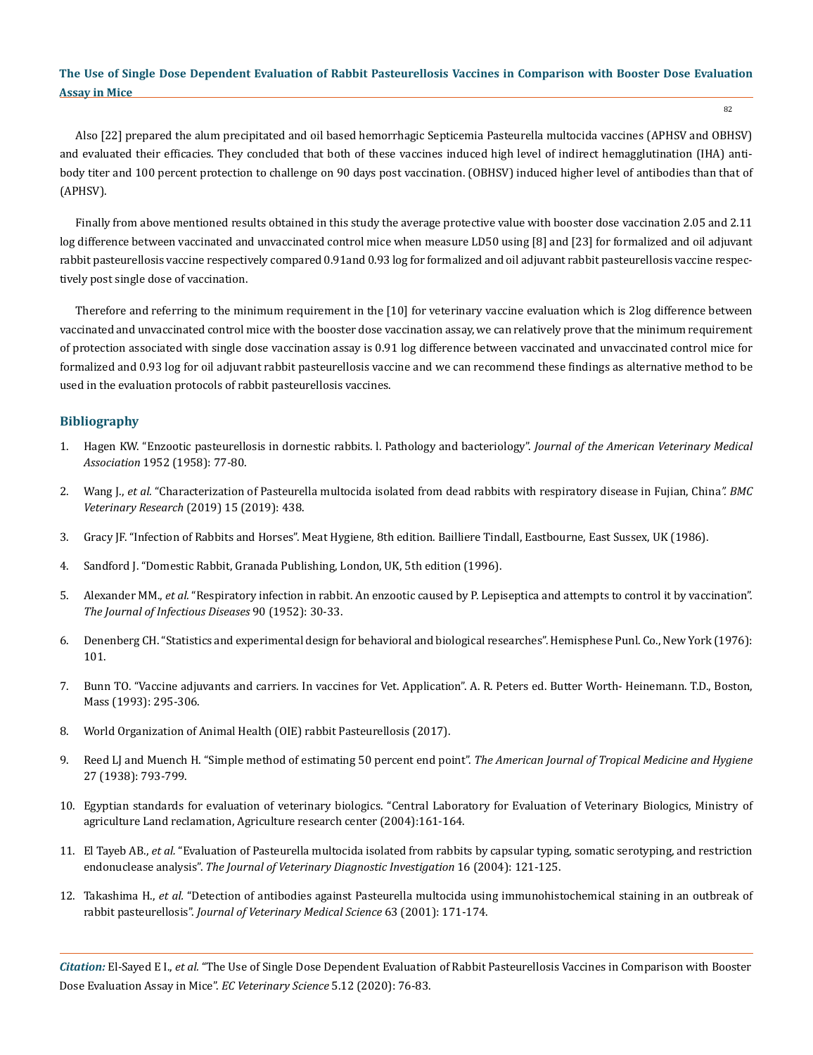Also [22] prepared the alum precipitated and oil based hemorrhagic Septicemia Pasteurella multocida vaccines (APHSV and OBHSV) and evaluated their efficacies. They concluded that both of these vaccines induced high level of indirect hemagglutination (IHA) antibody titer and 100 percent protection to challenge on 90 days post vaccination. (OBHSV) induced higher level of antibodies than that of (APHSV).

Finally from above mentioned results obtained in this study the average protective value with booster dose vaccination 2.05 and 2.11 log difference between vaccinated and unvaccinated control mice when measure LD50 using [8] and [23] for formalized and oil adjuvant rabbit pasteurellosis vaccine respectively compared 0.91and 0.93 log for formalized and oil adjuvant rabbit pasteurellosis vaccine respectively post single dose of vaccination.

Therefore and referring to the minimum requirement in the [10] for veterinary vaccine evaluation which is 2log difference between vaccinated and unvaccinated control mice with the booster dose vaccination assay, we can relatively prove that the minimum requirement of protection associated with single dose vaccination assay is 0.91 log difference between vaccinated and unvaccinated control mice for formalized and 0.93 log for oil adjuvant rabbit pasteurellosis vaccine and we can recommend these findings as alternative method to be used in the evaluation protocols of rabbit pasteurellosis vaccines.

## Bibliography

1. Hagen KW. "Enzootic pasteurellosis in dornestic rabbits. l. Pathology and bacteriology". *Journal of the American Veterinary Medical Association* 1952 (1958): 77-80.
2. Wang J., *et al.* "Characterization of Pasteurella multocida isolated from dead rabbits with respiratory disease in Fujian, China". *BMC Veterinary Research* (2019) 15 (2019): 438.
3. Gracy JF. "Infection of Rabbits and Horses". Meat Hygiene, 8th edition. Bailliere Tindall, Eastbourne, East Sussex, UK (1986).
4. Sandford J. "Domestic Rabbit, Granada Publishing, London, UK, 5th edition (1996).
5. Alexander MM., *et al.* "Respiratory infection in rabbit. An enzootic caused by P. Lepiseptica and attempts to control it by vaccination". *The Journal of Infectious Diseases* 90 (1952): 30-33.
6. Denenberg CH. "Statistics and experimental design for behavioral and biological researches". Hemisphese Punl. Co., New York (1976): 101.
7. Bunn TO. "Vaccine adjuvants and carriers. In vaccines for Vet. Application". A. R. Peters ed. Butter Worth- Heinemann. T.D., Boston, Mass (1993): 295-306.
8. World Organization of Animal Health (OIE) rabbit Pasteurellosis (2017).
9. Reed LJ and Muench H. "Simple method of estimating 50 percent end point". *The American Journal of Tropical Medicine and Hygiene* 27 (1938): 793-799.
10. Egyptian standards for evaluation of veterinary biologics. "Central Laboratory for Evaluation of Veterinary Biologics, Ministry of agriculture Land reclamation, Agriculture research center (2004):161-164.
11. El Tayeb AB., *et al.* "Evaluation of Pasteurella multocida isolated from rabbits by capsular typing, somatic serotyping, and restriction endonuclease analysis". *The Journal of Veterinary Diagnostic Investigation* 16 (2004): 121-125.
12. Takashima H., *et al.* "Detection of antibodies against Pasteurella multocida using immunohistochemical staining in an outbreak of rabbit pasteurellosis". *Journal of Veterinary Medical Science* 63 (2001): 171-174.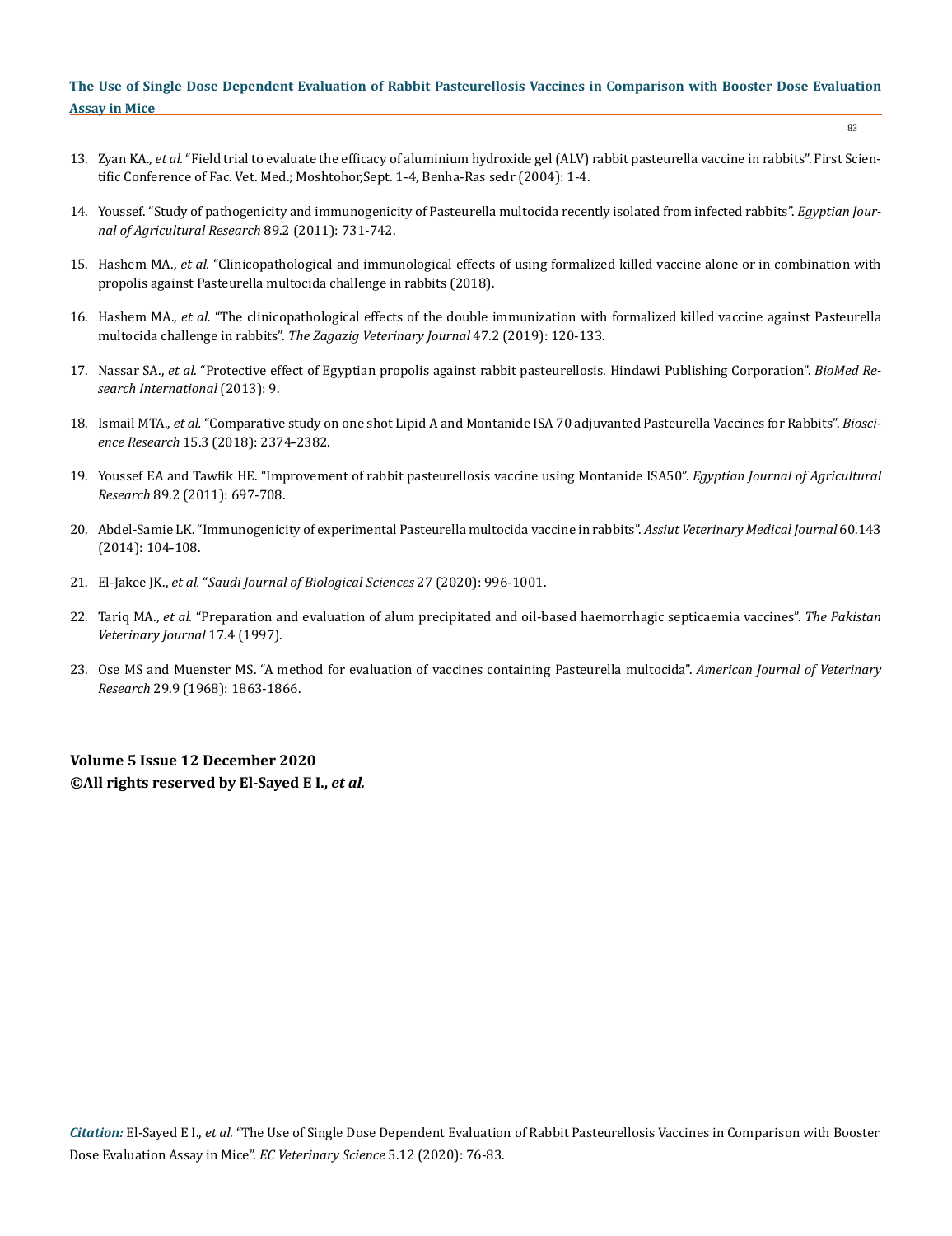13. Zyan KA., *et al.* "Field trial to evaluate the efficacy of aluminium hydroxide gel (ALV) rabbit pasteurella vaccine in rabbits". First Scientific Conference of Fac. Vet. Med.; Moshtohor,Sept. 1-4, Benha-Ras sedr (2004): 1-4.

14. Youssef. "Study of pathogenicity and immunogenicity of Pasteurella multocida recently isolated from infected rabbits". *Egyptian Journal of Agricultural Research* 89.2 (2011): 731-742.

15. Hashem MA., *et al.* "Clinicopathological and immunological effects of using formalized killed vaccine alone or in combination with propolis against Pasteurella multocida challenge in rabbits (2018).

16. Hashem MA., *et al.* "The clinicopathological effects of the double immunization with formalized killed vaccine against Pasteurella multocida challenge in rabbits". *The Zagazig Veterinary Journal* 47.2 (2019): 120-133.

17. Nassar SA., *et al.* "Protective effect of Egyptian propolis against rabbit pasteurellosis. Hindawi Publishing Corporation". *BioMed Research International* (2013): 9.

18. Ismail MTA., *et al.* "Comparative study on one shot Lipid A and Montanide ISA 70 adjuvanted Pasteurella Vaccines for Rabbits". *Bioscience Research* 15.3 (2018): 2374-2382.

19. Youssef EA and Tawfik HE. "Improvement of rabbit pasteurellosis vaccine using Montanide ISA50". *Egyptian Journal of Agricultural Research* 89.2 (2011): 697-708.

20. Abdel-Samie LK. "Immunogenicity of experimental Pasteurella multocida vaccine in rabbits". *Assiut Veterinary Medical Journal* 60.143 (2014): 104-108.

21. El-Jakee JK., *et al.* "*Saudi Journal of Biological Sciences* 27 (2020): 996-1001.

22. Tariq MA., *et al.* "Preparation and evaluation of alum precipitated and oil-based haemorrhagic septicaemia vaccines". *The Pakistan Veterinary Journal* 17.4 (1997).

23. Ose MS and Muenster MS. "A method for evaluation of vaccines containing Pasteurella multocida". *American Journal of Veterinary Research* 29.9 (1968): 1863-1866.

**Volume 5 Issue 12 December 2020**
**©All rights reserved by El-Sayed E I., *et al.***